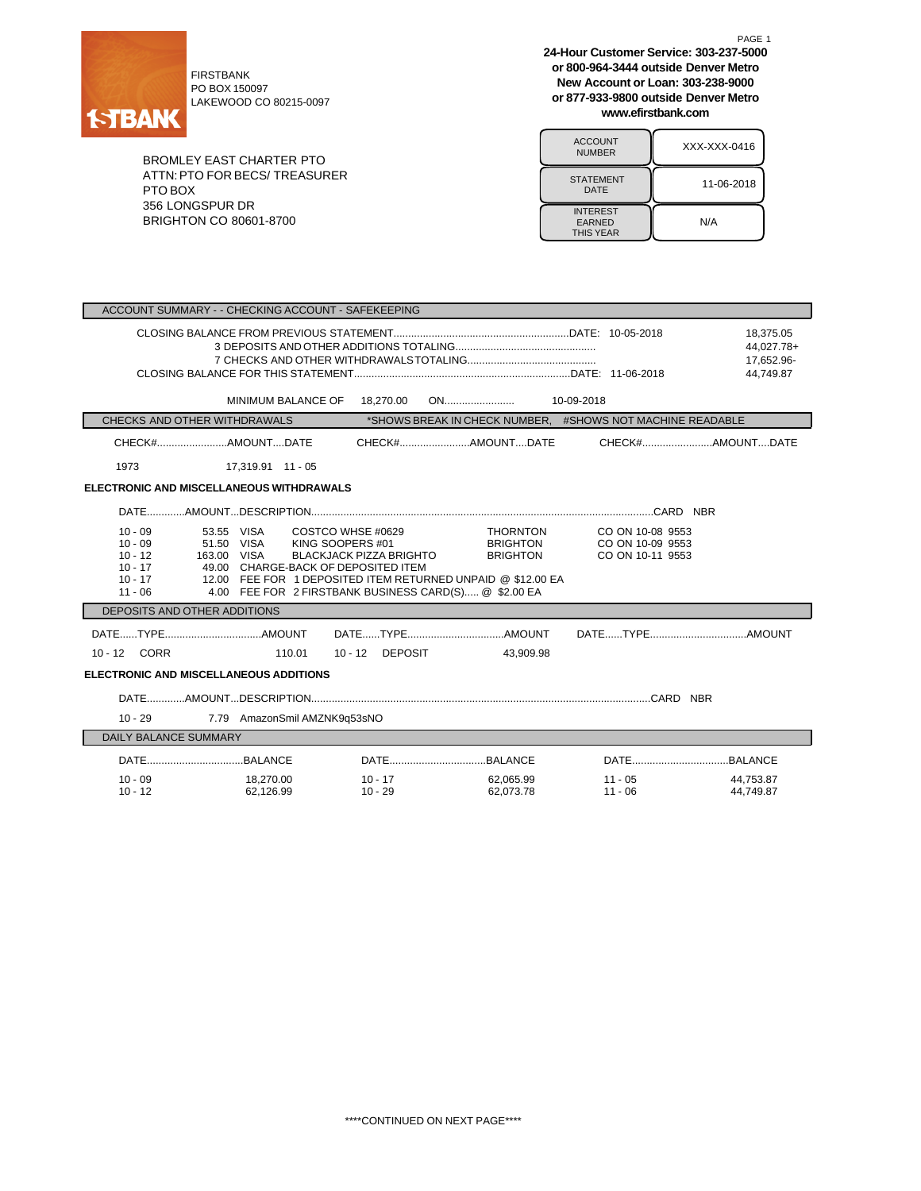1STBANK

FIRSTBANK
PO BOX 150097
LAKEWOOD CO 80215-0097

**24-Hour Customer Service: 303-237-5000**
**or 800-964-3444 outside Denver Metro**
**New Account or Loan: 303-238-9000**
**or 877-933-9800 outside Denver Metro**
**www.efirstbank.com**

BROMLEY EAST CHARTER PTO
ATTN: PTO FOR BECS/ TREASURER
PTO BOX
356 LONGSPUR DR
BRIGHTON CO 80601-8700

| | |
|---|---|
| ACCOUNT NUMBER | XXX-XXX-0416 |
| STATEMENT DATE | 11-06-2018 |
| INTEREST EARNED THIS YEAR | N/A |

## ACCOUNT SUMMARY - - CHECKING ACCOUNT - SAFEKEEPING

| | | |
|---|---|---|
| CLOSING BALANCE FROM PREVIOUS STATEMENT | DATE: 10-05-2018 | 18,375.05 |
| 3 DEPOSITS AND OTHER ADDITIONS TOTALING | | 44,027.78+ |
| 7 CHECKS AND OTHER WITHDRAWALS TOTALING | | 17,652.96- |
| CLOSING BALANCE FOR THIS STATEMENT | DATE: 11-06-2018 | 44,749.87 |

MINIMUM BALANCE OF 18,270.00 ON........................ 10-09-2018

## CHECKS AND OTHER WITHDRAWALS

*SHOWS BREAK IN CHECK NUMBER, #SHOWS NOT MACHINE READABLE

| CHECK# | AMOUNT | DATE |
|---|---|---|
| 1973 | 17,319.91 | 11 - 05 |

### ELECTRONIC AND MISCELLANEOUS WITHDRAWALS

| DATE | AMOUNT | DESCRIPTION | | | CARD NBR |
|---|---|---|---|---|---|
| 10 - 09 | 53.55 | VISA | COSTCO WHSE #0629 | THORNTON | CO ON 10-08 9553 |
| 10 - 09 | 51.50 | VISA | KING SOOPERS #01 | BRIGHTON | CO ON 10-09 9553 |
| 10 - 12 | 163.00 | VISA | BLACKJACK PIZZA BRIGHTO | BRIGHTON | CO ON 10-11 9553 |
| 10 - 17 | 49.00 | CHARGE-BACK OF DEPOSITED ITEM | | | |
| 10 - 17 | 12.00 | FEE FOR 1 DEPOSITED ITEM RETURNED UNPAID @ $12.00 EA | | | |
| 11 - 06 | 4.00 | FEE FOR 2 FIRSTBANK BUSINESS CARD(S)..... @ $2.00 EA | | | |

## DEPOSITS AND OTHER ADDITIONS

| DATE | TYPE | AMOUNT |
|---|---|---|
| 10 - 12 | CORR | 110.01 |
| 10 - 12 | DEPOSIT | 43,909.98 |

### ELECTRONIC AND MISCELLANEOUS ADDITIONS

| DATE | AMOUNT | DESCRIPTION | CARD NBR |
|---|---|---|---|
| 10 - 29 | 7.79 | AmazonSmil AMZNK9q53sNO | |

## DAILY BALANCE SUMMARY

| DATE | BALANCE | DATE | BALANCE | DATE | BALANCE |
|---|---|---|---|---|---|
| 10 - 09 | 18,270.00 | 10 - 17 | 62,065.99 | 11 - 05 | 44,753.87 |
| 10 - 12 | 62,126.99 | 10 - 29 | 62,073.78 | 11 - 06 | 44,749.87 |

****CONTINUED ON NEXT PAGE****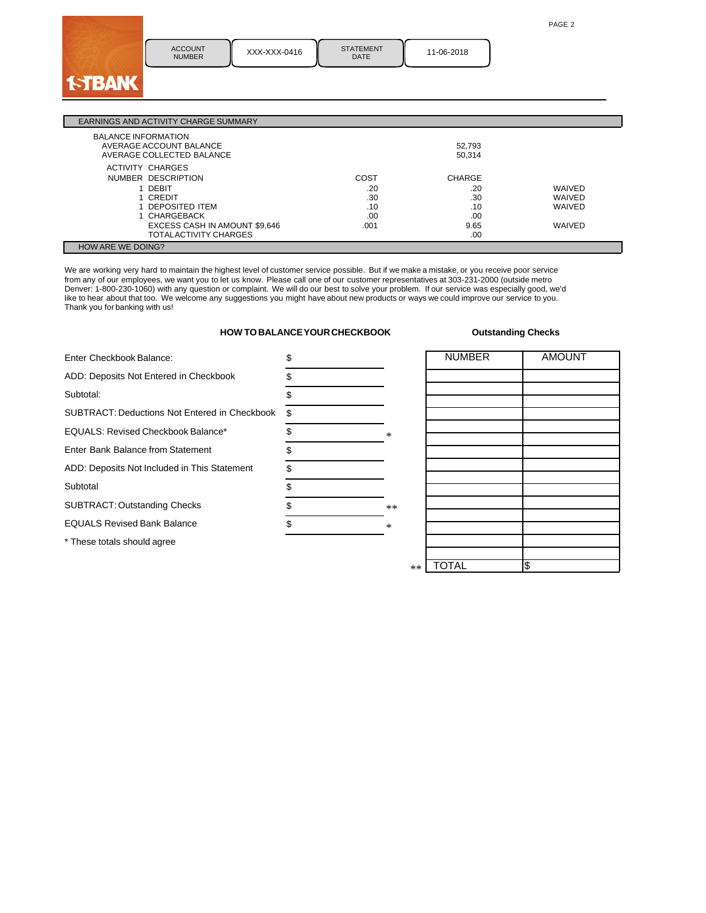1STBANK

| ACCOUNT NUMBER | XXX-XXX-0416 | STATEMENT DATE | 11-06-2018 |
|---|---|---|---|

## EARNINGS AND ACTIVITY CHARGE SUMMARY

BALANCE INFORMATION

| | |
|---|---|
| AVERAGE ACCOUNT BALANCE | 52,793 |
| AVERAGE COLLECTED BALANCE | 50,314 |

ACTIVITY CHARGES

| NUMBER | DESCRIPTION | COST | CHARGE | |
|---|---|---|---|---|
| 1 | DEBIT | .20 | .20 | WAIVED |
| 1 | CREDIT | .30 | .30 | WAIVED |
| 1 | DEPOSITED ITEM | .10 | .10 | WAIVED |
| 1 | CHARGEBACK | .00 | .00 | |
| | EXCESS CASH IN AMOUNT $9,646 | .001 | 9.65 | WAIVED |
| | TOTAL ACTIVITY CHARGES | | .00 | |

## HOW ARE WE DOING?

We are working very hard to maintain the highest level of customer service possible. But if we make a mistake, or you receive poor service from any of our employees, we want you to let us know. Please call one of our customer representatives at 303-231-2000 (outside metro Denver: 1-800-230-1060) with any question or complaint. We will do our best to solve your problem. If our service was especially good, we'd like to hear about that too. We welcome any suggestions you might have about new products or ways we could improve our service to you. Thank you for banking with us!

### HOW TO BALANCE YOUR CHECKBOOK

| | | |
|---|---|---|
| Enter Checkbook Balance: | $ | |
| ADD: Deposits Not Entered in Checkbook | $ | |
| Subtotal: | $ | |
| SUBTRACT: Deductions Not Entered in Checkbook | $ | |
| EQUALS: Revised Checkbook Balance* | $ | * |
| Enter Bank Balance from Statement | $ | |
| ADD: Deposits Not Included in This Statement | $ | |
| Subtotal | $ | |
| SUBTRACT: Outstanding Checks | $ | ** |
| EQUALS Revised Bank Balance | $ | * |

* These totals should agree

### Outstanding Checks

| NUMBER | AMOUNT |
|---|---|
| | |
| | |
| | |
| | |
| | |
| | |
| | |
| | |
| | |
| | |
| | |
| | |
| | |
| | |
| | |
| | |
| ** TOTAL | $ |